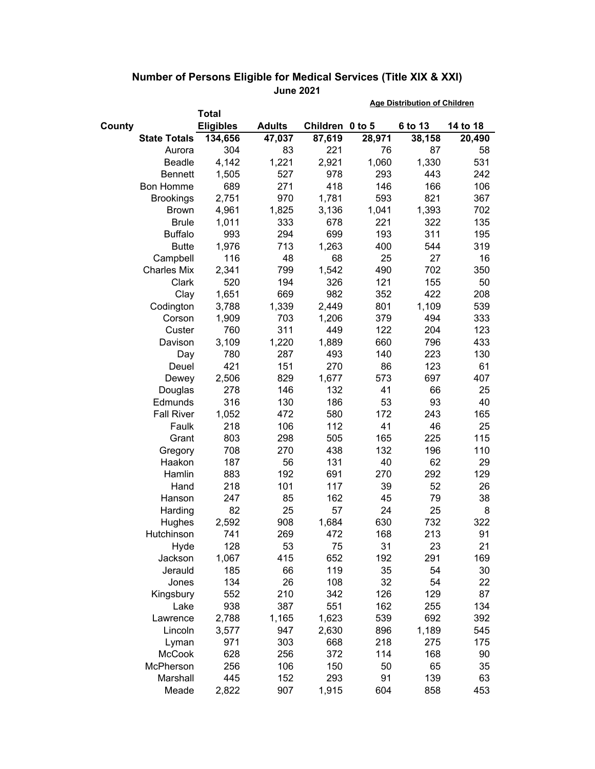## Number of Persons Eligible for Medical Services (Title XIX & XXI)

### June 2021

| County | Total Eligibles | Adults | Children | Age Distribution of Children: 0 to 5 | 6 to 13 | 14 to 18 |
|---|---|---|---|---|---|---|
| **State Totals** | **134,656** | **47,037** | **87,619** | **28,971** | **38,158** | **20,490** |
| Aurora | 304 | 83 | 221 | 76 | 87 | 58 |
| Beadle | 4,142 | 1,221 | 2,921 | 1,060 | 1,330 | 531 |
| Bennett | 1,505 | 527 | 978 | 293 | 443 | 242 |
| Bon Homme | 689 | 271 | 418 | 146 | 166 | 106 |
| Brookings | 2,751 | 970 | 1,781 | 593 | 821 | 367 |
| Brown | 4,961 | 1,825 | 3,136 | 1,041 | 1,393 | 702 |
| Brule | 1,011 | 333 | 678 | 221 | 322 | 135 |
| Buffalo | 993 | 294 | 699 | 193 | 311 | 195 |
| Butte | 1,976 | 713 | 1,263 | 400 | 544 | 319 |
| Campbell | 116 | 48 | 68 | 25 | 27 | 16 |
| Charles Mix | 2,341 | 799 | 1,542 | 490 | 702 | 350 |
| Clark | 520 | 194 | 326 | 121 | 155 | 50 |
| Clay | 1,651 | 669 | 982 | 352 | 422 | 208 |
| Codington | 3,788 | 1,339 | 2,449 | 801 | 1,109 | 539 |
| Corson | 1,909 | 703 | 1,206 | 379 | 494 | 333 |
| Custer | 760 | 311 | 449 | 122 | 204 | 123 |
| Davison | 3,109 | 1,220 | 1,889 | 660 | 796 | 433 |
| Day | 780 | 287 | 493 | 140 | 223 | 130 |
| Deuel | 421 | 151 | 270 | 86 | 123 | 61 |
| Dewey | 2,506 | 829 | 1,677 | 573 | 697 | 407 |
| Douglas | 278 | 146 | 132 | 41 | 66 | 25 |
| Edmunds | 316 | 130 | 186 | 53 | 93 | 40 |
| Fall River | 1,052 | 472 | 580 | 172 | 243 | 165 |
| Faulk | 218 | 106 | 112 | 41 | 46 | 25 |
| Grant | 803 | 298 | 505 | 165 | 225 | 115 |
| Gregory | 708 | 270 | 438 | 132 | 196 | 110 |
| Haakon | 187 | 56 | 131 | 40 | 62 | 29 |
| Hamlin | 883 | 192 | 691 | 270 | 292 | 129 |
| Hand | 218 | 101 | 117 | 39 | 52 | 26 |
| Hanson | 247 | 85 | 162 | 45 | 79 | 38 |
| Harding | 82 | 25 | 57 | 24 | 25 | 8 |
| Hughes | 2,592 | 908 | 1,684 | 630 | 732 | 322 |
| Hutchinson | 741 | 269 | 472 | 168 | 213 | 91 |
| Hyde | 128 | 53 | 75 | 31 | 23 | 21 |
| Jackson | 1,067 | 415 | 652 | 192 | 291 | 169 |
| Jerauld | 185 | 66 | 119 | 35 | 54 | 30 |
| Jones | 134 | 26 | 108 | 32 | 54 | 22 |
| Kingsbury | 552 | 210 | 342 | 126 | 129 | 87 |
| Lake | 938 | 387 | 551 | 162 | 255 | 134 |
| Lawrence | 2,788 | 1,165 | 1,623 | 539 | 692 | 392 |
| Lincoln | 3,577 | 947 | 2,630 | 896 | 1,189 | 545 |
| Lyman | 971 | 303 | 668 | 218 | 275 | 175 |
| McCook | 628 | 256 | 372 | 114 | 168 | 90 |
| McPherson | 256 | 106 | 150 | 50 | 65 | 35 |
| Marshall | 445 | 152 | 293 | 91 | 139 | 63 |
| Meade | 2,822 | 907 | 1,915 | 604 | 858 | 453 |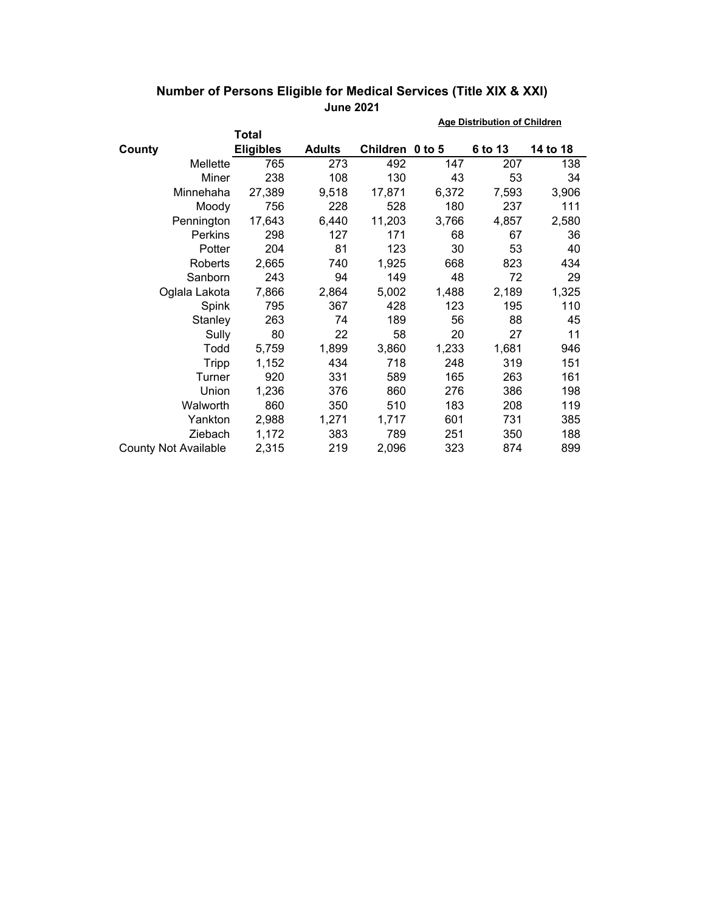## Number of Persons Eligible for Medical Services (Title XIX & XXI)

**June 2021**

| County | Total Eligibles | Adults | Children | Age Distribution of Children: 0 to 5 | 6 to 13 | 14 to 18 |
|---|---|---|---|---|---|---|
| Mellette | 765 | 273 | 492 | 147 | 207 | 138 |
| Miner | 238 | 108 | 130 | 43 | 53 | 34 |
| Minnehaha | 27,389 | 9,518 | 17,871 | 6,372 | 7,593 | 3,906 |
| Moody | 756 | 228 | 528 | 180 | 237 | 111 |
| Pennington | 17,643 | 6,440 | 11,203 | 3,766 | 4,857 | 2,580 |
| Perkins | 298 | 127 | 171 | 68 | 67 | 36 |
| Potter | 204 | 81 | 123 | 30 | 53 | 40 |
| Roberts | 2,665 | 740 | 1,925 | 668 | 823 | 434 |
| Sanborn | 243 | 94 | 149 | 48 | 72 | 29 |
| Oglala Lakota | 7,866 | 2,864 | 5,002 | 1,488 | 2,189 | 1,325 |
| Spink | 795 | 367 | 428 | 123 | 195 | 110 |
| Stanley | 263 | 74 | 189 | 56 | 88 | 45 |
| Sully | 80 | 22 | 58 | 20 | 27 | 11 |
| Todd | 5,759 | 1,899 | 3,860 | 1,233 | 1,681 | 946 |
| Tripp | 1,152 | 434 | 718 | 248 | 319 | 151 |
| Turner | 920 | 331 | 589 | 165 | 263 | 161 |
| Union | 1,236 | 376 | 860 | 276 | 386 | 198 |
| Walworth | 860 | 350 | 510 | 183 | 208 | 119 |
| Yankton | 2,988 | 1,271 | 1,717 | 601 | 731 | 385 |
| Ziebach | 1,172 | 383 | 789 | 251 | 350 | 188 |
| County Not Available | 2,315 | 219 | 2,096 | 323 | 874 | 899 |